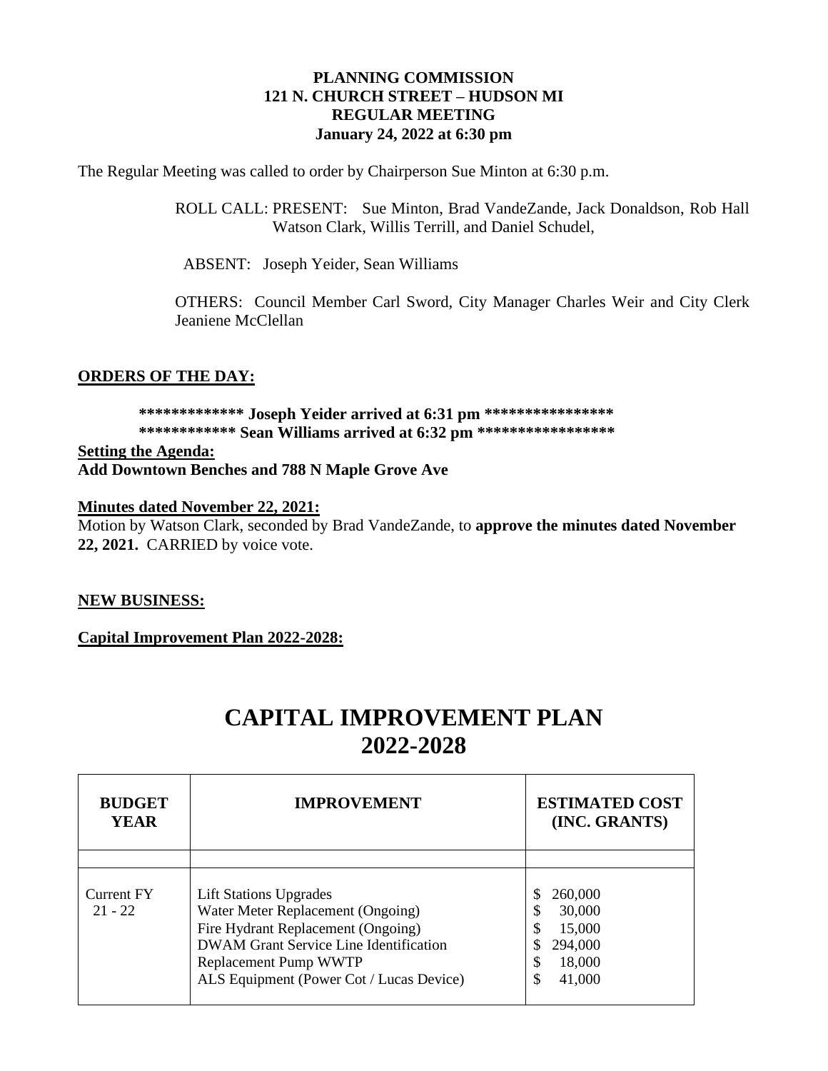**PLANNING COMMISSION**
**121 N. CHURCH STREET – HUDSON MI**
**REGULAR MEETING**
**January 24, 2022 at 6:30 pm**

The Regular Meeting was called to order by Chairperson Sue Minton at 6:30 p.m.

ROLL CALL: PRESENT: Sue Minton, Brad VandeZande, Jack Donaldson, Rob Hall Watson Clark, Willis Terrill, and Daniel Schudel,

ABSENT: Joseph Yeider, Sean Williams

OTHERS: Council Member Carl Sword, City Manager Charles Weir and City Clerk Jeaniene McClellan

**ORDERS OF THE DAY:**

**************\*\* Joseph Yeider arrived at 6:31 pm ****************
************ Sean Williams arrived at 6:32 pm *****************

**Setting the Agenda:**
**Add Downtown Benches and 788 N Maple Grove Ave**

**Minutes dated November 22, 2021:**
Motion by Watson Clark, seconded by Brad VandeZande, to **approve the minutes dated November 22, 2021.** CARRIED by voice vote.

**NEW BUSINESS:**

**Capital Improvement Plan 2022-2028:**

# CAPITAL IMPROVEMENT PLAN 2022-2028

| BUDGET YEAR | IMPROVEMENT | ESTIMATED COST (INC. GRANTS) |
|---|---|---|
| | | |
| Current FY 21 - 22 | Lift Stations Upgrades<br>Water Meter Replacement (Ongoing)<br>Fire Hydrant Replacement (Ongoing)<br>DWAM Grant Service Line Identification<br>Replacement Pump WWTP<br>ALS Equipment (Power Cot / Lucas Device) | \$ 260,000<br>\$ 30,000<br>\$ 15,000<br>\$ 294,000<br>\$ 18,000<br>\$ 41,000 |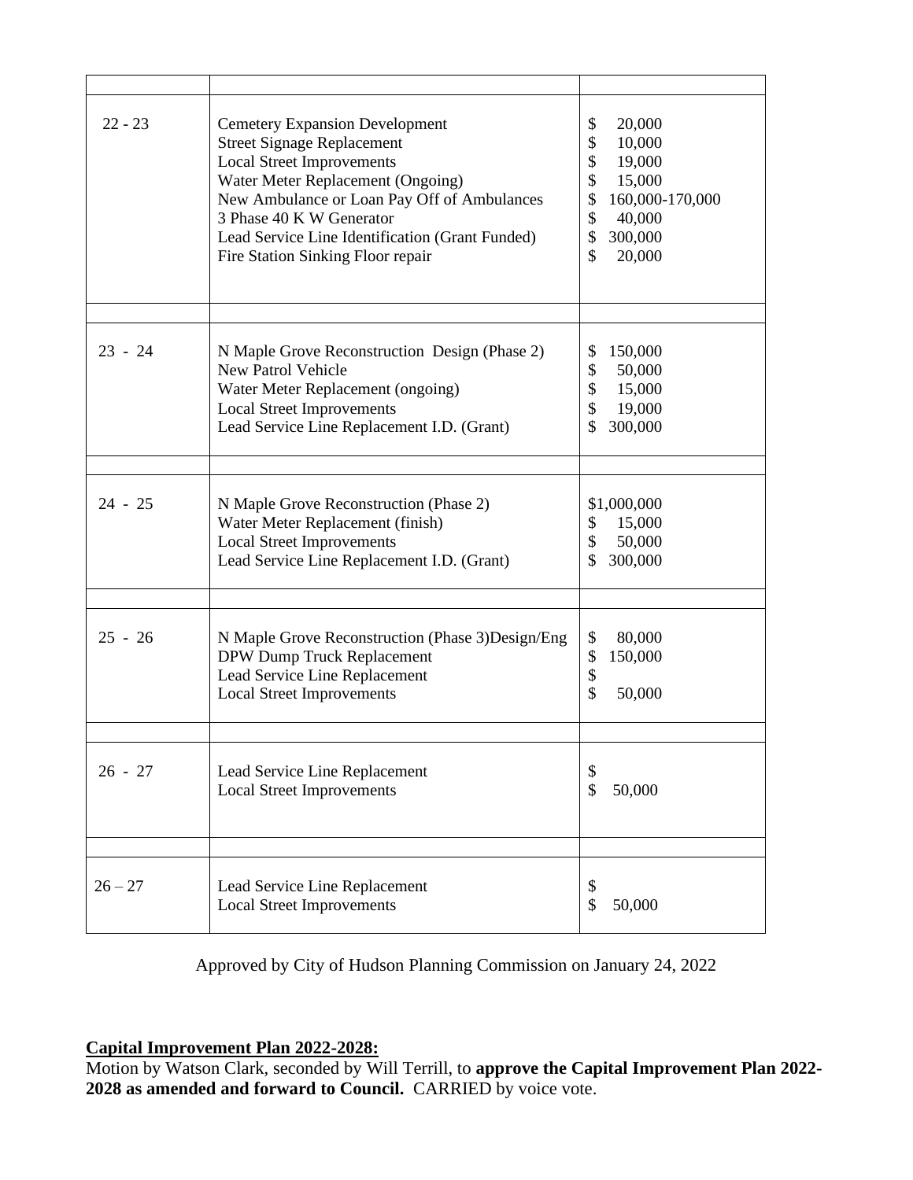| | | |
|---|---|---|
| 22 - 23 | Cemetery Expansion Development<br>Street Signage Replacement<br>Local Street Improvements<br>Water Meter Replacement (Ongoing)<br>New Ambulance or Loan Pay Off of Ambulances<br>3 Phase 40 K W Generator<br>Lead Service Line Identification (Grant Funded)<br>Fire Station Sinking Floor repair | $ 20,000<br>$ 10,000<br>$ 19,000<br>$ 15,000<br>$ 160,000-170,000<br>$ 40,000<br>$ 300,000<br>$ 20,000 |
| | | |
| 23 - 24 | N Maple Grove Reconstruction Design (Phase 2)<br>New Patrol Vehicle<br>Water Meter Replacement (ongoing)<br>Local Street Improvements<br>Lead Service Line Replacement I.D. (Grant) | $ 150,000<br>$ 50,000<br>$ 15,000<br>$ 19,000<br>$ 300,000 |
| | | |
| 24 - 25 | N Maple Grove Reconstruction (Phase 2)<br>Water Meter Replacement (finish)<br>Local Street Improvements<br>Lead Service Line Replacement I.D. (Grant) | $1,000,000<br>$ 15,000<br>$ 50,000<br>$ 300,000 |
| | | |
| 25 - 26 | N Maple Grove Reconstruction (Phase 3)Design/Eng<br>DPW Dump Truck Replacement<br>Lead Service Line Replacement<br>Local Street Improvements | $ 80,000<br>$ 150,000<br>$<br>$ 50,000 |
| | | |
| 26 - 27 | Lead Service Line Replacement<br>Local Street Improvements | $<br>$ 50,000 |
| | | |
| 26 – 27 | Lead Service Line Replacement<br>Local Street Improvements | $<br>$ 50,000 |

Approved by City of Hudson Planning Commission on January 24, 2022

**Capital Improvement Plan 2022-2028:**

Motion by Watson Clark, seconded by Will Terrill, to **approve the Capital Improvement Plan 2022-2028 as amended and forward to Council.** CARRIED by voice vote.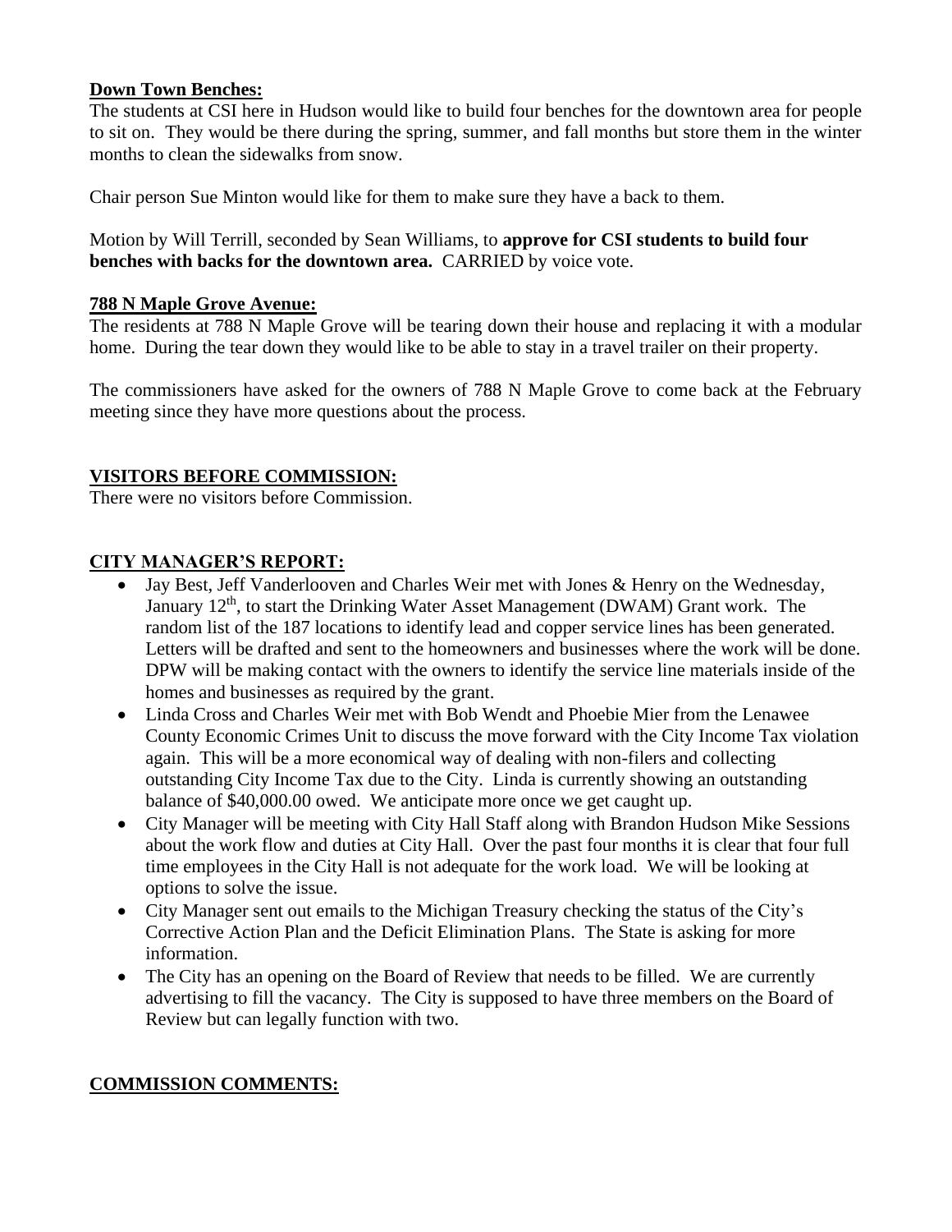**Down Town Benches:**

The students at CSI here in Hudson would like to build four benches for the downtown area for people to sit on. They would be there during the spring, summer, and fall months but store them in the winter months to clean the sidewalks from snow.

Chair person Sue Minton would like for them to make sure they have a back to them.

Motion by Will Terrill, seconded by Sean Williams, to **approve for CSI students to build four benches with backs for the downtown area.** CARRIED by voice vote.

**788 N Maple Grove Avenue:**

The residents at 788 N Maple Grove will be tearing down their house and replacing it with a modular home. During the tear down they would like to be able to stay in a travel trailer on their property.

The commissioners have asked for the owners of 788 N Maple Grove to come back at the February meeting since they have more questions about the process.

**VISITORS BEFORE COMMISSION:**

There were no visitors before Commission.

**CITY MANAGER'S REPORT:**

- Jay Best, Jeff Vanderlooven and Charles Weir met with Jones & Henry on the Wednesday, January 12th, to start the Drinking Water Asset Management (DWAM) Grant work. The random list of the 187 locations to identify lead and copper service lines has been generated. Letters will be drafted and sent to the homeowners and businesses where the work will be done. DPW will be making contact with the owners to identify the service line materials inside of the homes and businesses as required by the grant.
- Linda Cross and Charles Weir met with Bob Wendt and Phoebie Mier from the Lenawee County Economic Crimes Unit to discuss the move forward with the City Income Tax violation again. This will be a more economical way of dealing with non-filers and collecting outstanding City Income Tax due to the City. Linda is currently showing an outstanding balance of $40,000.00 owed. We anticipate more once we get caught up.
- City Manager will be meeting with City Hall Staff along with Brandon Hudson Mike Sessions about the work flow and duties at City Hall. Over the past four months it is clear that four full time employees in the City Hall is not adequate for the work load. We will be looking at options to solve the issue.
- City Manager sent out emails to the Michigan Treasury checking the status of the City's Corrective Action Plan and the Deficit Elimination Plans. The State is asking for more information.
- The City has an opening on the Board of Review that needs to be filled. We are currently advertising to fill the vacancy. The City is supposed to have three members on the Board of Review but can legally function with two.

**COMMISSION COMMENTS:**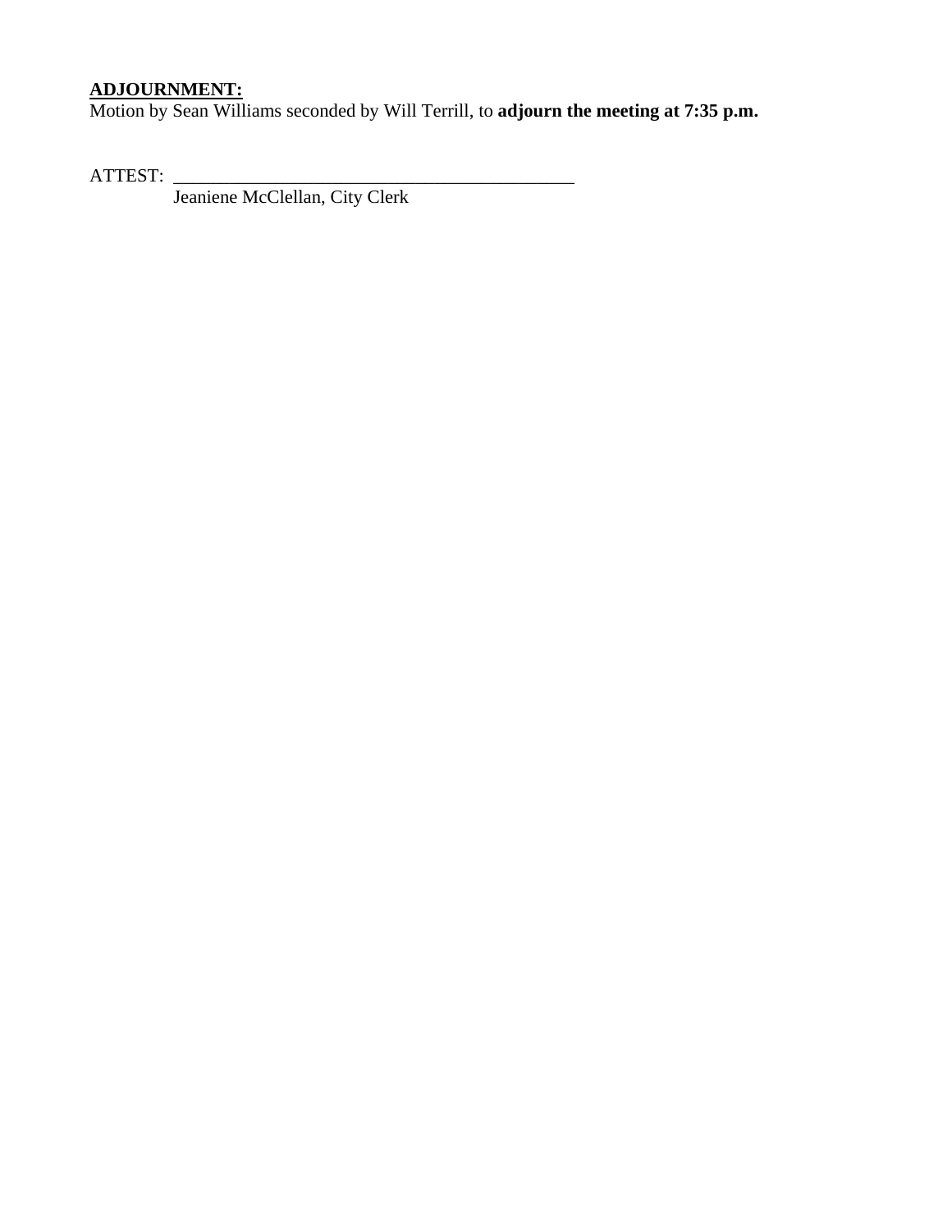**ADJOURNMENT:**
Motion by Sean Williams seconded by Will Terrill, to **adjourn the meeting at 7:35 p.m.**

ATTEST: ___________________________________________
Jeaniene McClellan, City Clerk